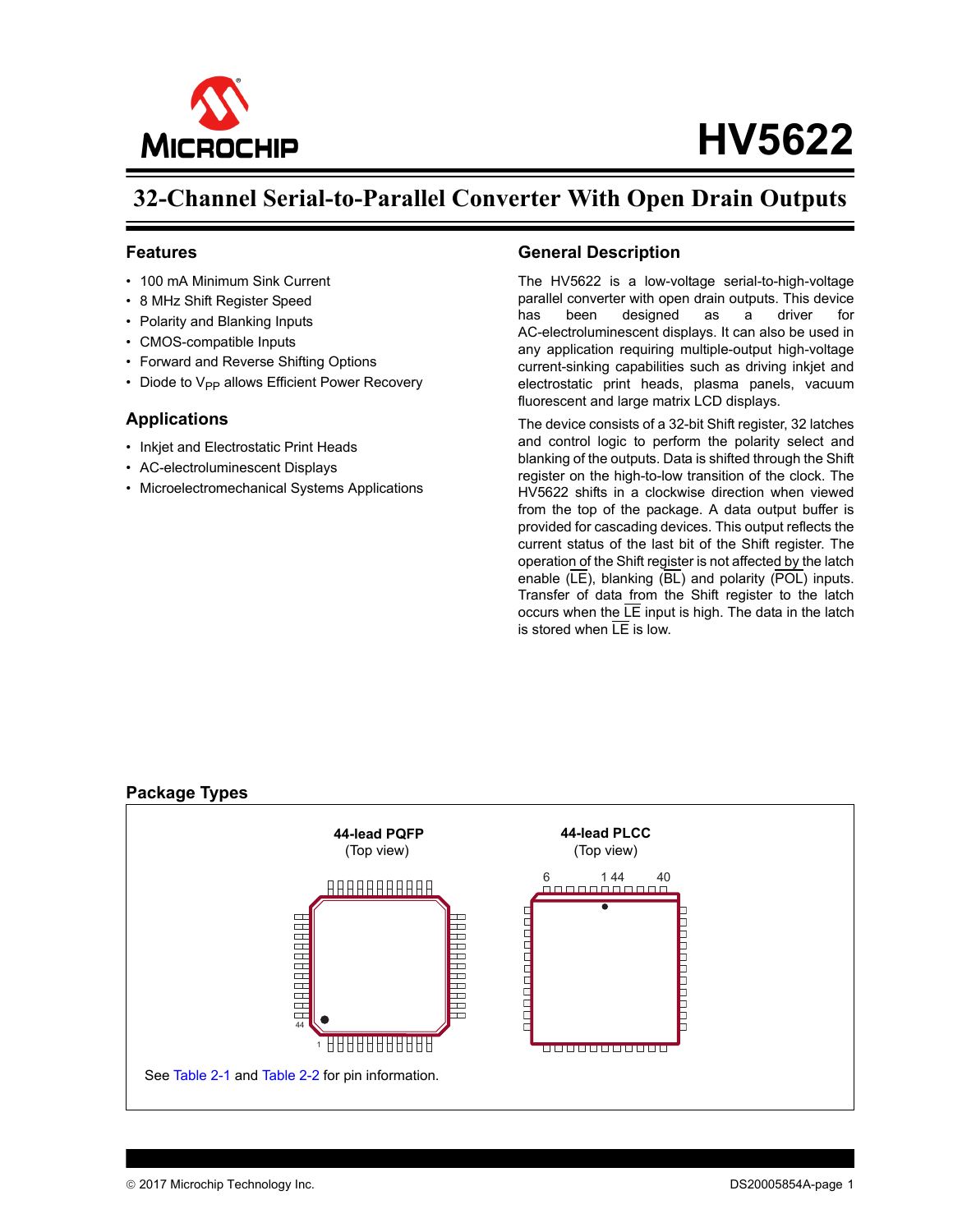# HV5622

## 32-Channel Serial-to-Parallel Converter With Open Drain Outputs

### Features

- 100 mA Minimum Sink Current
- 8 MHz Shift Register Speed
- Polarity and Blanking Inputs
- CMOS-compatible Inputs
- Forward and Reverse Shifting Options
- Diode to $V_{PP}$ allows Efficient Power Recovery

### Applications

- Inkjet and Electrostatic Print Heads
- AC-electroluminescent Displays
- Microelectromechanical Systems Applications

### General Description

The HV5622 is a low-voltage serial-to-high-voltage parallel converter with open drain outputs. This device has been designed as a driver for AC-electroluminescent displays. It can also be used in any application requiring multiple-output high-voltage current-sinking capabilities such as driving inkjet and electrostatic print heads, plasma panels, vacuum fluorescent and large matrix LCD displays.

The device consists of a 32-bit Shift register, 32 latches and control logic to perform the polarity select and blanking of the outputs. Data is shifted through the Shift register on the high-to-low transition of the clock. The HV5622 shifts in a clockwise direction when viewed from the top of the package. A data output buffer is provided for cascading devices. This output reflects the current status of the last bit of the Shift register. The operation of the Shift register is not affected by the latch enable ($\overline{LE}$), blanking ($\overline{BL}$) and polarity ($\overline{POL}$) inputs. Transfer of data from the Shift register to the latch occurs when the $\overline{LE}$ input is high. The data in the latch is stored when $\overline{LE}$ is low.

### Package Types

**44-lead PQFP**
(Top view)

44

1

**44-lead PLCC**
(Top view)

6 1 44 40

See Table 2-1 and Table 2-2 for pin information.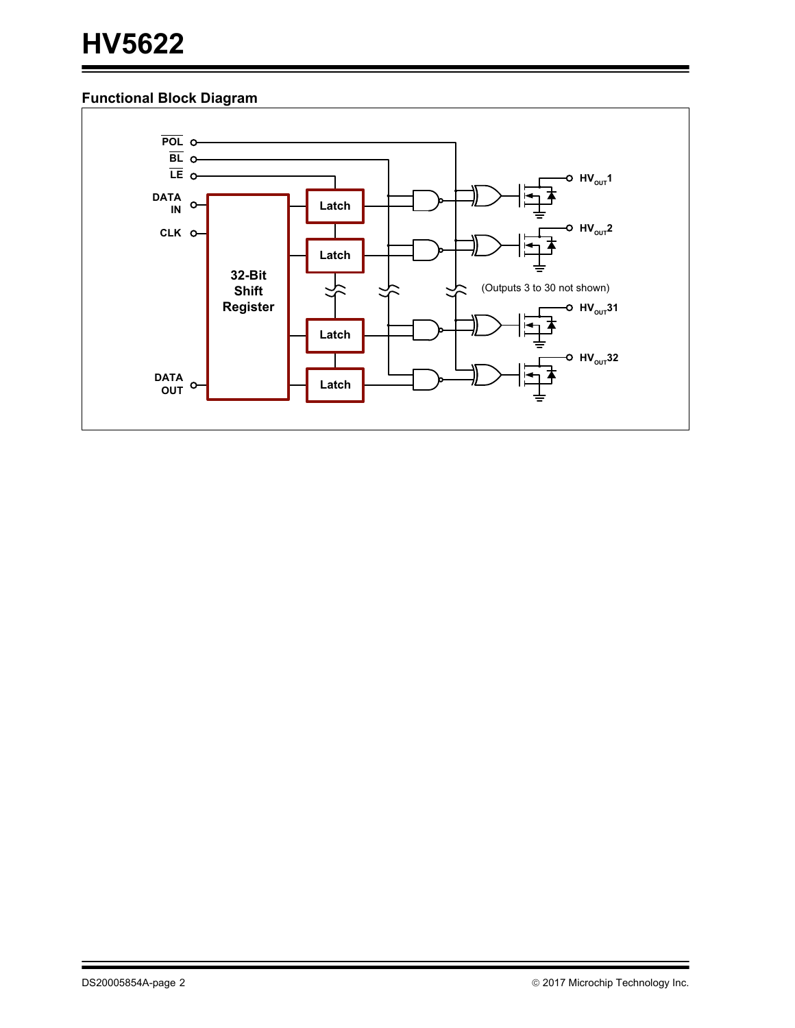## Functional Block Diagram

POL
BL
LE
DATA IN
CLK
32-Bit Shift Register
Latch
Latch
Latch
Latch
DATA OUT
$HV_{OUT}1$
$HV_{OUT}2$
(Outputs 3 to 30 not shown)
$HV_{OUT}31$
$HV_{OUT}32$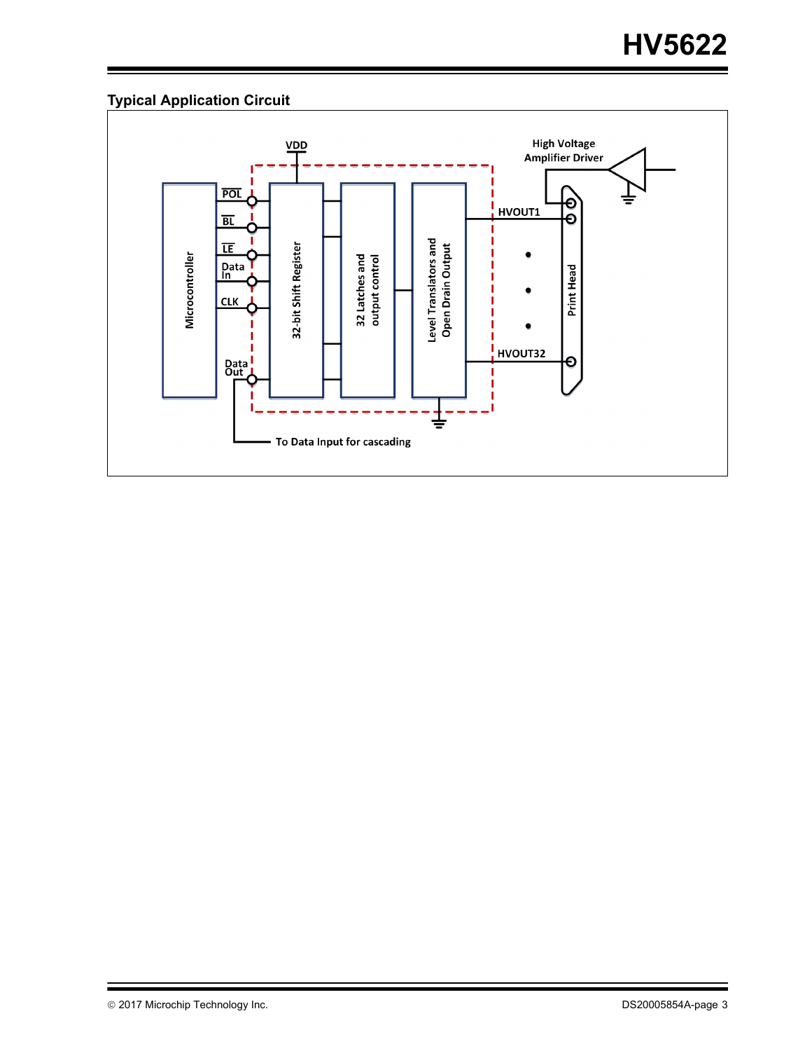## Typical Application Circuit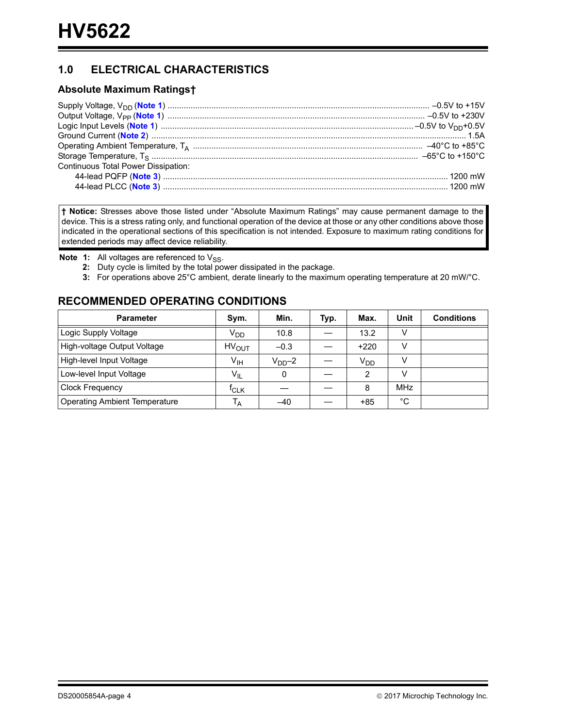## 1.0 ELECTRICAL CHARACTERISTICS

### Absolute Maximum Ratings†

Supply Voltage, $V_{DD}$ (Note 1) ........ –0.5V to +15V
Output Voltage, $V_{PP}$ (Note 1) ........ –0.5V to +230V
Logic Input Levels (Note 1) ........ –0.5V to $V_{DD}$+0.5V
Ground Current (Note 2) ........ 1.5A
Operating Ambient Temperature, $T_A$ ........ –40°C to +85°C
Storage Temperature, $T_S$ ........ –65°C to +150°C
Continuous Total Power Dissipation:
- 44-lead PQFP (Note 3) ........ 1200 mW
- 44-lead PLCC (Note 3) ........ 1200 mW

**† Notice:** Stresses above those listed under "Absolute Maximum Ratings" may cause permanent damage to the device. This is a stress rating only, and functional operation of the device at those or any other conditions above those indicated in the operational sections of this specification is not intended. Exposure to maximum rating conditions for extended periods may affect device reliability.

**Note 1:** All voltages are referenced to $V_{SS}$.
**2:** Duty cycle is limited by the total power dissipated in the package.
**3:** For operations above 25°C ambient, derate linearly to the maximum operating temperature at 20 mW/°C.

## RECOMMENDED OPERATING CONDITIONS

| Parameter | Sym. | Min. | Typ. | Max. | Unit | Conditions |
|---|---|---|---|---|---|---|
| Logic Supply Voltage | $V_{DD}$ | 10.8 | — | 13.2 | V | |
| High-voltage Output Voltage | $HV_{OUT}$ | –0.3 | — | +220 | V | |
| High-level Input Voltage | $V_{IH}$ | $V_{DD}$–2 | — | $V_{DD}$ | V | |
| Low-level Input Voltage | $V_{IL}$ | 0 | — | 2 | V | |
| Clock Frequency | $f_{CLK}$ | — | — | 8 | MHz | |
| Operating Ambient Temperature | $T_A$ | –40 | — | +85 | °C | |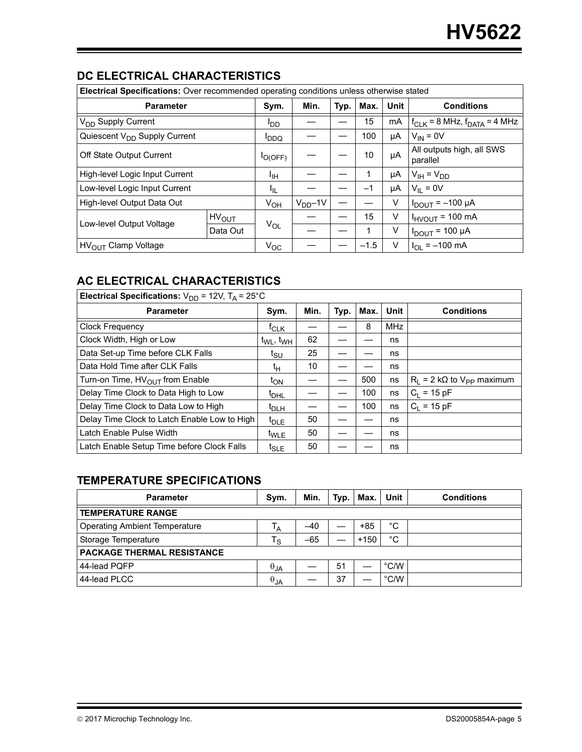## DC ELECTRICAL CHARACTERISTICS

| Electrical Specifications: Over recommended operating conditions unless otherwise stated | | | | | | | |
|---|---|---|---|---|---|---|---|
| **Parameter** | | **Sym.** | **Min.** | **Typ.** | **Max.** | **Unit** | **Conditions** |
| $V_{DD}$ Supply Current | | $I_{DD}$ | — | — | 15 | mA | $f_{CLK}$ = 8 MHz, $f_{DATA}$ = 4 MHz |
| Quiescent $V_{DD}$ Supply Current | | $I_{DDQ}$ | — | — | 100 | µA | $V_{IN}$ = 0V |
| Off State Output Current | | $I_{O(OFF)}$ | — | — | 10 | µA | All outputs high, all SWS parallel |
| High-level Logic Input Current | | $I_{IH}$ | — | — | 1 | µA | $V_{IH} = V_{DD}$ |
| Low-level Logic Input Current | | $I_{IL}$ | — | — | –1 | µA | $V_{IL}$ = 0V |
| High-level Output Data Out | | $V_{OH}$ | $V_{DD}$–1V | — | — | V | $I_{DOUT}$ = –100 µA |
| Low-level Output Voltage | $HV_{OUT}$ | $V_{OL}$ | — | — | 15 | V | $I_{HVOUT}$ = 100 mA |
| | Data Out | | — | — | 1 | V | $I_{DOUT}$ = 100 µA |
| $HV_{OUT}$ Clamp Voltage | | $V_{OC}$ | — | — | –1.5 | V | $I_{OL}$ = –100 mA |

## AC ELECTRICAL CHARACTERISTICS

| Electrical Specifications: $V_{DD}$ = 12V, $T_A$ = 25°C | | | | | | |
|---|---|---|---|---|---|---|
| **Parameter** | **Sym.** | **Min.** | **Typ.** | **Max.** | **Unit** | **Conditions** |
| Clock Frequency | $f_{CLK}$ | — | — | 8 | MHz | |
| Clock Width, High or Low | $t_{WL}$, $t_{WH}$ | 62 | — | — | ns | |
| Data Set-up Time before CLK Falls | $t_{SU}$ | 25 | — | — | ns | |
| Data Hold Time after CLK Falls | $t_H$ | 10 | — | — | ns | |
| Turn-on Time, $HV_{OUT}$ from Enable | $t_{ON}$ | — | — | 500 | ns | $R_L$ = 2 kΩ to $V_{PP}$ maximum |
| Delay Time Clock to Data High to Low | $t_{DHL}$ | — | — | 100 | ns | $C_L$ = 15 pF |
| Delay Time Clock to Data Low to High | $t_{DLH}$ | — | — | 100 | ns | $C_L$ = 15 pF |
| Delay Time Clock to Latch Enable Low to High | $t_{DLE}$ | 50 | — | — | ns | |
| Latch Enable Pulse Width | $t_{WLE}$ | 50 | — | — | ns | |
| Latch Enable Setup Time before Clock Falls | $t_{SLE}$ | 50 | — | — | ns | |

## TEMPERATURE SPECIFICATIONS

| Parameter | Sym. | Min. | Typ. | Max. | Unit | Conditions |
|---|---|---|---|---|---|---|
| **TEMPERATURE RANGE** | | | | | | |
| Operating Ambient Temperature | $T_A$ | –40 | — | +85 | °C | |
| Storage Temperature | $T_S$ | –65 | — | +150 | °C | |
| **PACKAGE THERMAL RESISTANCE** | | | | | | |
| 44-lead PQFP | $\theta_{JA}$ | — | 51 | — | °C/W | |
| 44-lead PLCC | $\theta_{JA}$ | — | 37 | — | °C/W | |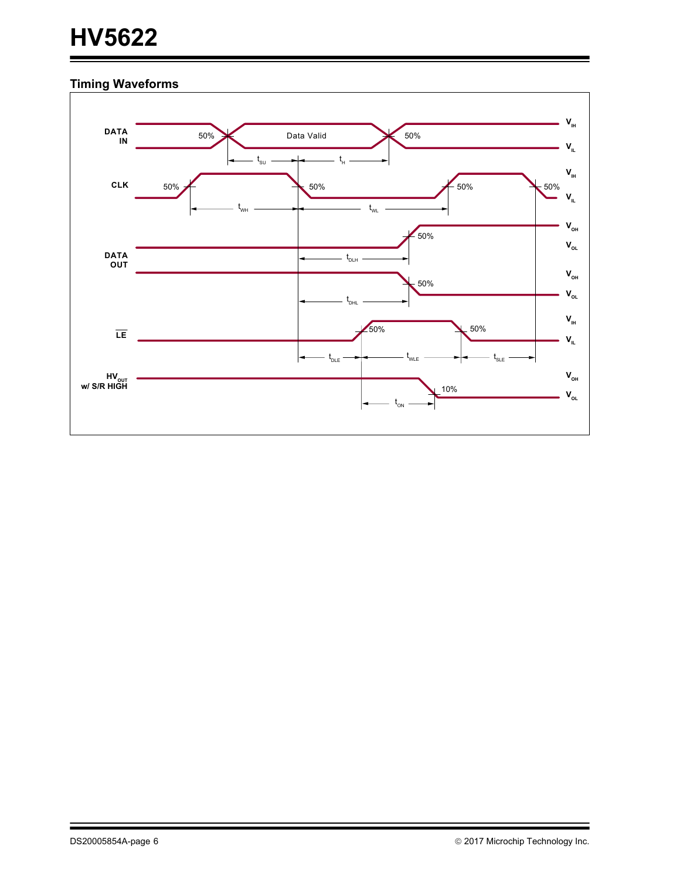## Timing Waveforms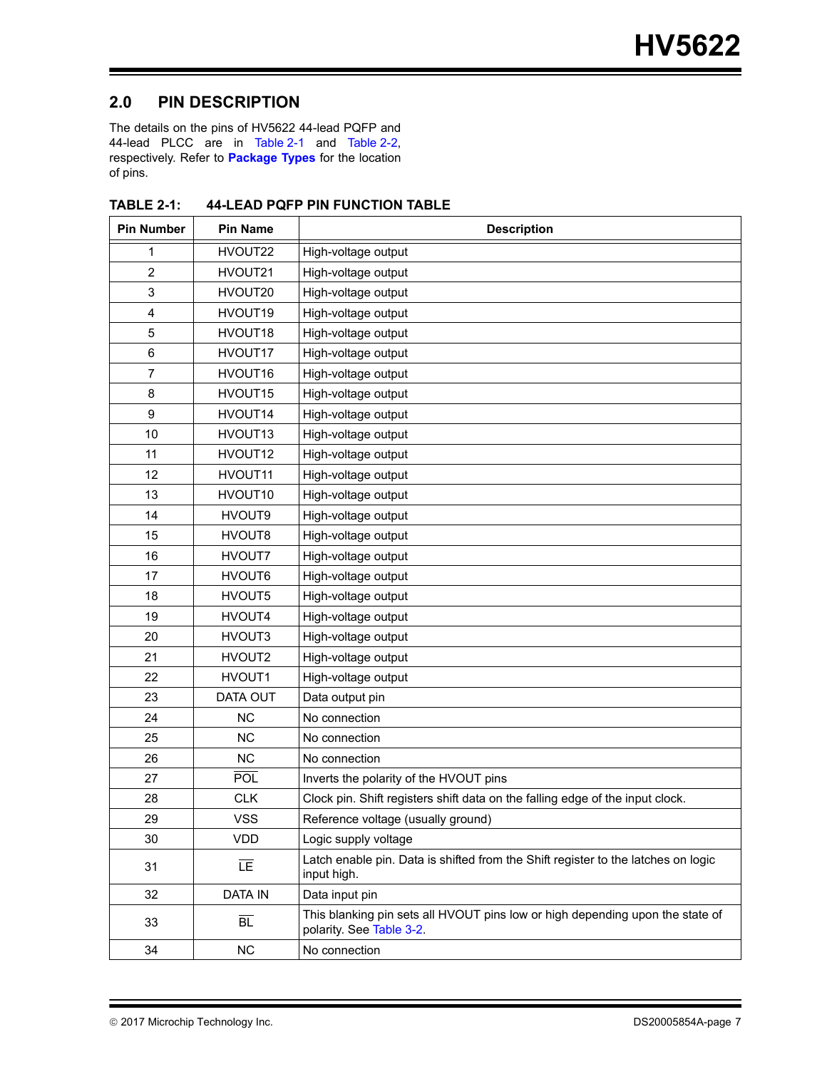## 2.0 PIN DESCRIPTION

The details on the pins of HV5622 44-lead PQFP and 44-lead PLCC are in Table 2-1 and Table 2-2, respectively. Refer to **Package Types** for the location of pins.

**TABLE 2-1: 44-LEAD PQFP PIN FUNCTION TABLE**

| Pin Number | Pin Name | Description |
|---|---|---|
| 1 | HVOUT22 | High-voltage output |
| 2 | HVOUT21 | High-voltage output |
| 3 | HVOUT20 | High-voltage output |
| 4 | HVOUT19 | High-voltage output |
| 5 | HVOUT18 | High-voltage output |
| 6 | HVOUT17 | High-voltage output |
| 7 | HVOUT16 | High-voltage output |
| 8 | HVOUT15 | High-voltage output |
| 9 | HVOUT14 | High-voltage output |
| 10 | HVOUT13 | High-voltage output |
| 11 | HVOUT12 | High-voltage output |
| 12 | HVOUT11 | High-voltage output |
| 13 | HVOUT10 | High-voltage output |
| 14 | HVOUT9 | High-voltage output |
| 15 | HVOUT8 | High-voltage output |
| 16 | HVOUT7 | High-voltage output |
| 17 | HVOUT6 | High-voltage output |
| 18 | HVOUT5 | High-voltage output |
| 19 | HVOUT4 | High-voltage output |
| 20 | HVOUT3 | High-voltage output |
| 21 | HVOUT2 | High-voltage output |
| 22 | HVOUT1 | High-voltage output |
| 23 | DATA OUT | Data output pin |
| 24 | NC | No connection |
| 25 | NC | No connection |
| 26 | NC | No connection |
| 27 | $\overline{\text{POL}}$ | Inverts the polarity of the HVOUT pins |
| 28 | CLK | Clock pin. Shift registers shift data on the falling edge of the input clock. |
| 29 | VSS | Reference voltage (usually ground) |
| 30 | VDD | Logic supply voltage |
| 31 | $\overline{\text{LE}}$ | Latch enable pin. Data is shifted from the Shift register to the latches on logic input high. |
| 32 | DATA IN | Data input pin |
| 33 | $\overline{\text{BL}}$ | This blanking pin sets all HVOUT pins low or high depending upon the state of polarity. See Table 3-2. |
| 34 | NC | No connection |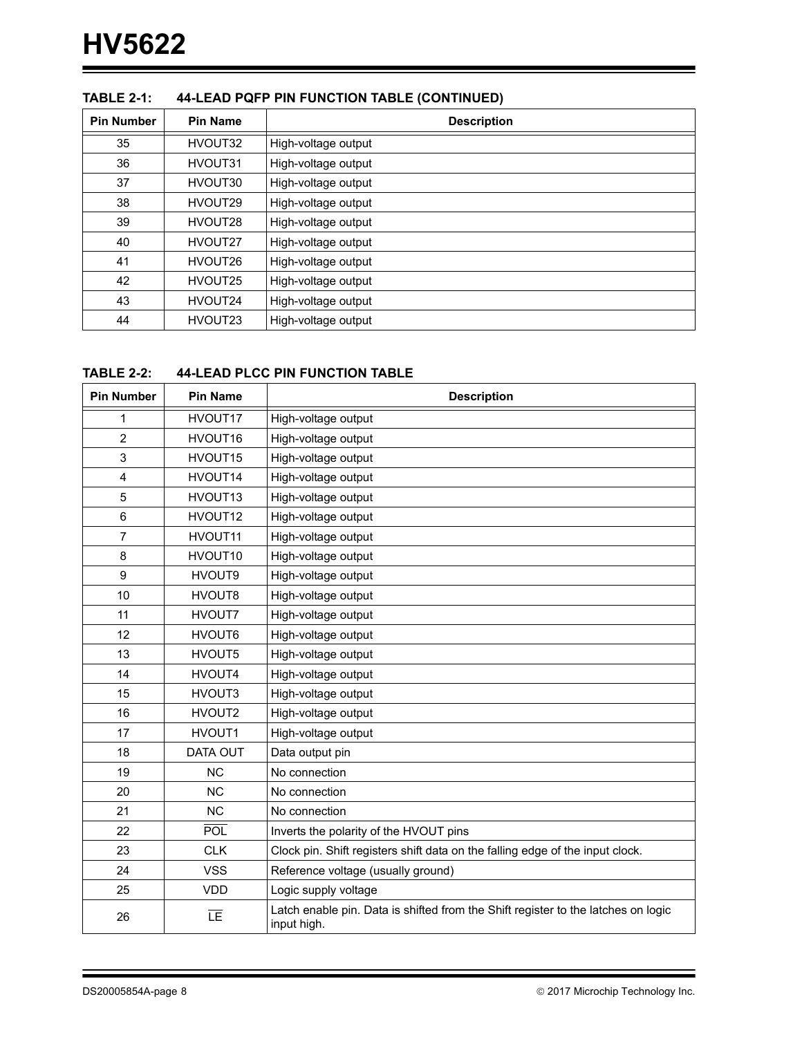**TABLE 2-1: 44-LEAD PQFP PIN FUNCTION TABLE (CONTINUED)**

| Pin Number | Pin Name | Description |
|---|---|---|
| 35 | HVOUT32 | High-voltage output |
| 36 | HVOUT31 | High-voltage output |
| 37 | HVOUT30 | High-voltage output |
| 38 | HVOUT29 | High-voltage output |
| 39 | HVOUT28 | High-voltage output |
| 40 | HVOUT27 | High-voltage output |
| 41 | HVOUT26 | High-voltage output |
| 42 | HVOUT25 | High-voltage output |
| 43 | HVOUT24 | High-voltage output |
| 44 | HVOUT23 | High-voltage output |

**TABLE 2-2: 44-LEAD PLCC PIN FUNCTION TABLE**

| Pin Number | Pin Name | Description |
|---|---|---|
| 1 | HVOUT17 | High-voltage output |
| 2 | HVOUT16 | High-voltage output |
| 3 | HVOUT15 | High-voltage output |
| 4 | HVOUT14 | High-voltage output |
| 5 | HVOUT13 | High-voltage output |
| 6 | HVOUT12 | High-voltage output |
| 7 | HVOUT11 | High-voltage output |
| 8 | HVOUT10 | High-voltage output |
| 9 | HVOUT9 | High-voltage output |
| 10 | HVOUT8 | High-voltage output |
| 11 | HVOUT7 | High-voltage output |
| 12 | HVOUT6 | High-voltage output |
| 13 | HVOUT5 | High-voltage output |
| 14 | HVOUT4 | High-voltage output |
| 15 | HVOUT3 | High-voltage output |
| 16 | HVOUT2 | High-voltage output |
| 17 | HVOUT1 | High-voltage output |
| 18 | DATA OUT | Data output pin |
| 19 | NC | No connection |
| 20 | NC | No connection |
| 21 | NC | No connection |
| 22 | $\overline{\text{POL}}$ | Inverts the polarity of the HVOUT pins |
| 23 | CLK | Clock pin. Shift registers shift data on the falling edge of the input clock. |
| 24 | VSS | Reference voltage (usually ground) |
| 25 | VDD | Logic supply voltage |
| 26 | $\overline{\text{LE}}$ | Latch enable pin. Data is shifted from the Shift register to the latches on logic input high. |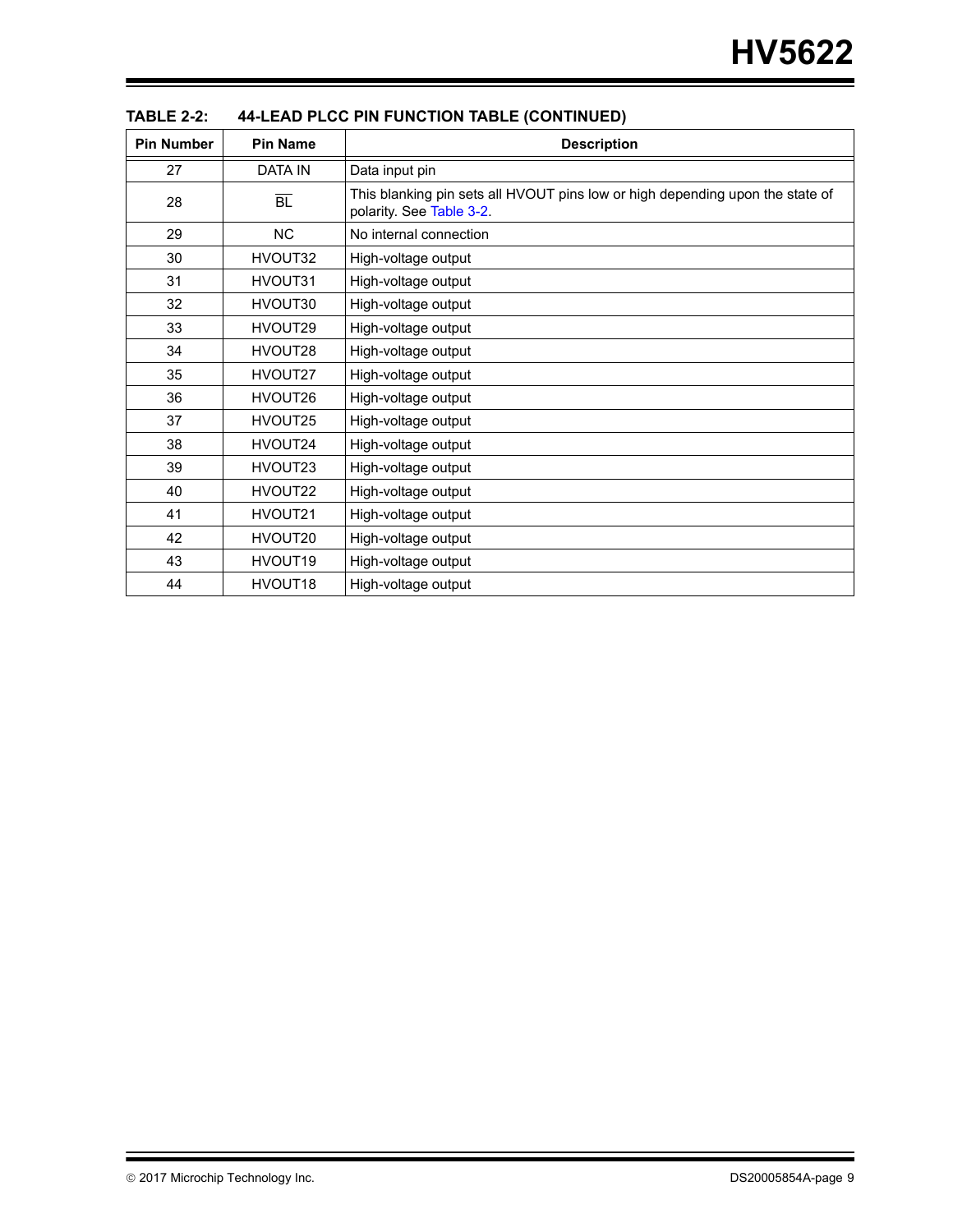**TABLE 2-2: 44-LEAD PLCC PIN FUNCTION TABLE (CONTINUED)**

| Pin Number | Pin Name | Description |
|---|---|---|
| 27 | DATA IN | Data input pin |
| 28 | $\overline{BL}$ | This blanking pin sets all HVOUT pins low or high depending upon the state of polarity. See Table 3-2. |
| 29 | NC | No internal connection |
| 30 | HVOUT32 | High-voltage output |
| 31 | HVOUT31 | High-voltage output |
| 32 | HVOUT30 | High-voltage output |
| 33 | HVOUT29 | High-voltage output |
| 34 | HVOUT28 | High-voltage output |
| 35 | HVOUT27 | High-voltage output |
| 36 | HVOUT26 | High-voltage output |
| 37 | HVOUT25 | High-voltage output |
| 38 | HVOUT24 | High-voltage output |
| 39 | HVOUT23 | High-voltage output |
| 40 | HVOUT22 | High-voltage output |
| 41 | HVOUT21 | High-voltage output |
| 42 | HVOUT20 | High-voltage output |
| 43 | HVOUT19 | High-voltage output |
| 44 | HVOUT18 | High-voltage output |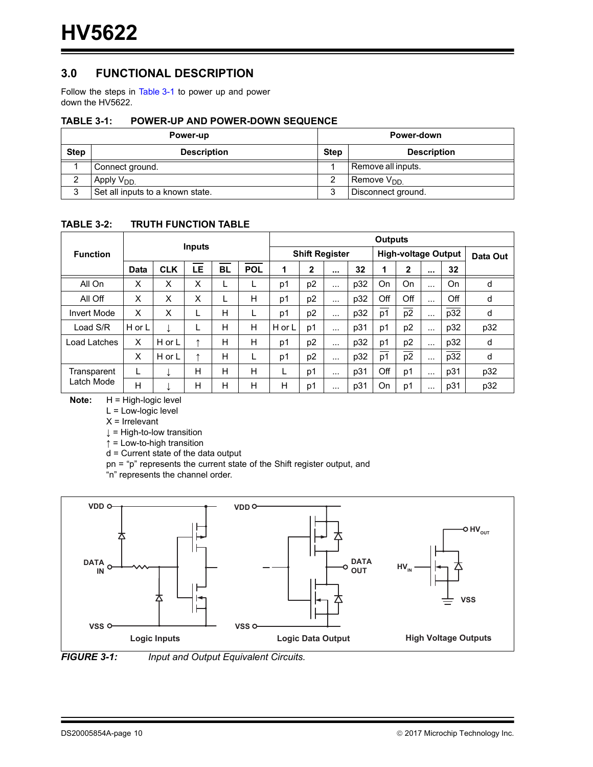## 3.0 FUNCTIONAL DESCRIPTION

Follow the steps in Table 3-1 to power up and power down the HV5622.

**TABLE 3-1: POWER-UP AND POWER-DOWN SEQUENCE**

| Power-up | | Power-down | |
|---|---|---|---|
| **Step** | **Description** | **Step** | **Description** |
| 1 | Connect ground. | 1 | Remove all inputs. |
| 2 | Apply $V_{DD}$. | 2 | Remove $V_{DD}$. |
| 3 | Set all inputs to a known state. | 3 | Disconnect ground. |

**TABLE 3-2: TRUTH FUNCTION TABLE**

| Function | Inputs | | | | | Outputs | | | | | | | | |
|---|---|---|---|---|---|---|---|---|---|---|---|---|---|---|
| | | | | | | Shift Register | | | | High-voltage Output | | | | Data Out |
| | Data | CLK | $\overline{LE}$ | BL | $\overline{POL}$ | 1 | 2 | ... | 32 | 1 | 2 | ... | 32 | |
| All On | X | X | X | L | L | p1 | p2 | ... | p32 | On | On | ... | On | d |
| All Off | X | X | X | L | H | p1 | p2 | ... | p32 | Off | Off | ... | Off | d |
| Invert Mode | X | X | L | H | L | p1 | p2 | ... | p32 | $\overline{p1}$ | $\overline{p2}$ | ... | $\overline{p32}$ | d |
| Load S/R | H or L | ↓ | L | H | H | H or L | p1 | ... | p31 | p1 | p2 | ... | p32 | p32 |
| Load Latches | X | H or L | ↑ | H | H | p1 | p2 | ... | p32 | p1 | p2 | ... | p32 | d |
| | X | H or L | ↑ | H | L | p1 | p2 | ... | p32 | $\overline{p1}$ | $\overline{p2}$ | ... | $\overline{p32}$ | d |
| Transparent Latch Mode | L | ↓ | H | H | H | L | p1 | ... | p31 | Off | p1 | ... | p31 | p32 |
| | H | ↓ | H | H | H | H | p1 | ... | p31 | On | p1 | ... | p31 | p32 |

**Note:** H = High-logic level
L = Low-logic level
X = Irrelevant
↓ = High-to-low transition
↑ = Low-to-high transition
d = Current state of the data output
pn = "p" represents the current state of the Shift register output, and "n" represents the channel order.

Logic Inputs — Logic Data Output — High Voltage Outputs

***FIGURE 3-1:*** *Input and Output Equivalent Circuits.*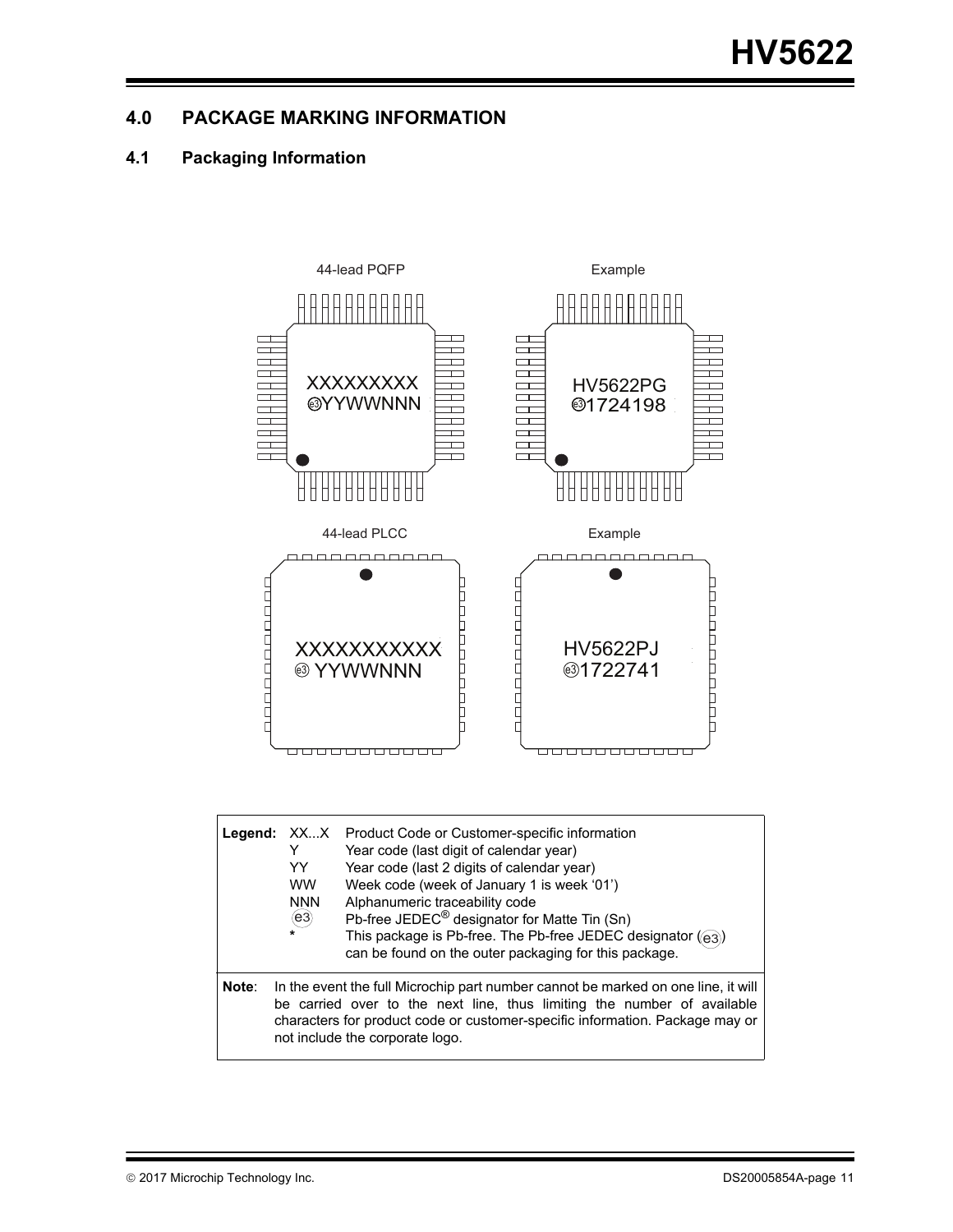## 4.0 PACKAGE MARKING INFORMATION

### 4.1 Packaging Information

44-lead PQFP

XXXXXXXXX
ⓔ3YYWWNNN

Example

HV5622PG
ⓔ31724198

44-lead PLCC

XXXXXXXXXXX
ⓔ3 YYWWNNN

Example

HV5622PJ
ⓔ31722741

| **Legend:** | XX...X | Product Code or Customer-specific information |
|---|---|---|
| | Y | Year code (last digit of calendar year) |
| | YY | Year code (last 2 digits of calendar year) |
| | WW | Week code (week of January 1 is week '01') |
| | NNN | Alphanumeric traceability code |
| | ⓔ3 | Pb-free JEDEC® designator for Matte Tin (Sn) |
| | * | This package is Pb-free. The Pb-free JEDEC designator (ⓔ3) can be found on the outer packaging for this package. |

**Note**: In the event the full Microchip part number cannot be marked on one line, it will be carried over to the next line, thus limiting the number of available characters for product code or customer-specific information. Package may or not include the corporate logo.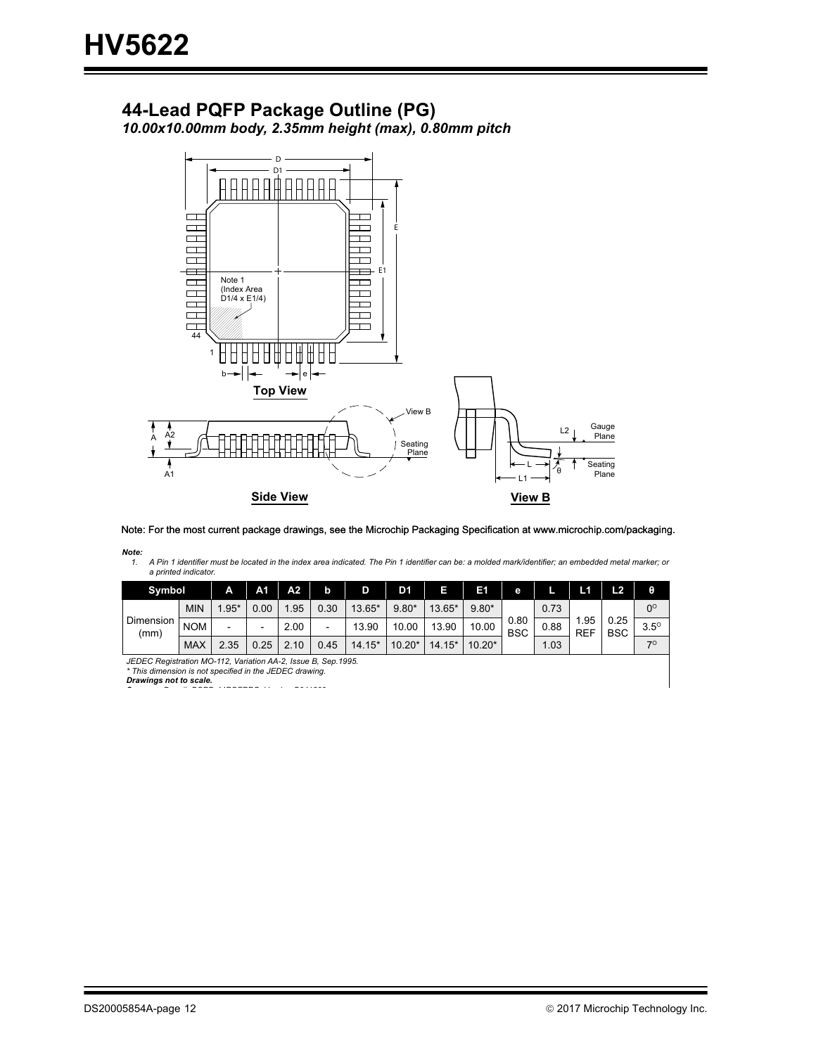## 44-Lead PQFP Package Outline (PG)

*10.00x10.00mm body, 2.35mm height (max), 0.80mm pitch*

Top View

Side View

View B

Note: For the most current package drawings, see the Microchip Packaging Specification at www.microchip.com/packaging.

***Note:***

1. *A Pin 1 identifier must be located in the index area indicated. The Pin 1 identifier can be: a molded mark/identifier; an embedded metal marker; or a printed indicator.*

| Symbol | | A | A1 | A2 | b | D | D1 | E | E1 | e | L | L1 | L2 | θ |
|---|---|---|---|---|---|---|---|---|---|---|---|---|---|---|
| Dimension (mm) | MIN | 1.95* | 0.00 | 1.95 | 0.30 | 13.65* | 9.80* | 13.65* | 9.80* | 0.80 BSC | 0.73 | 1.95 REF | 0.25 BSC | 0° |
| | NOM | - | - | 2.00 | - | 13.90 | 10.00 | 13.90 | 10.00 | | 0.88 | | | 3.5° |
| | MAX | 2.35 | 0.25 | 2.10 | 0.45 | 14.15* | 10.20* | 14.15* | 10.20* | | 1.03 | | | 7° |

*JEDEC Registration MO-112, Variation AA-2, Issue B, Sep.1995.*
*\* This dimension is not specified in the JEDEC drawing.*
***Drawings not to scale.***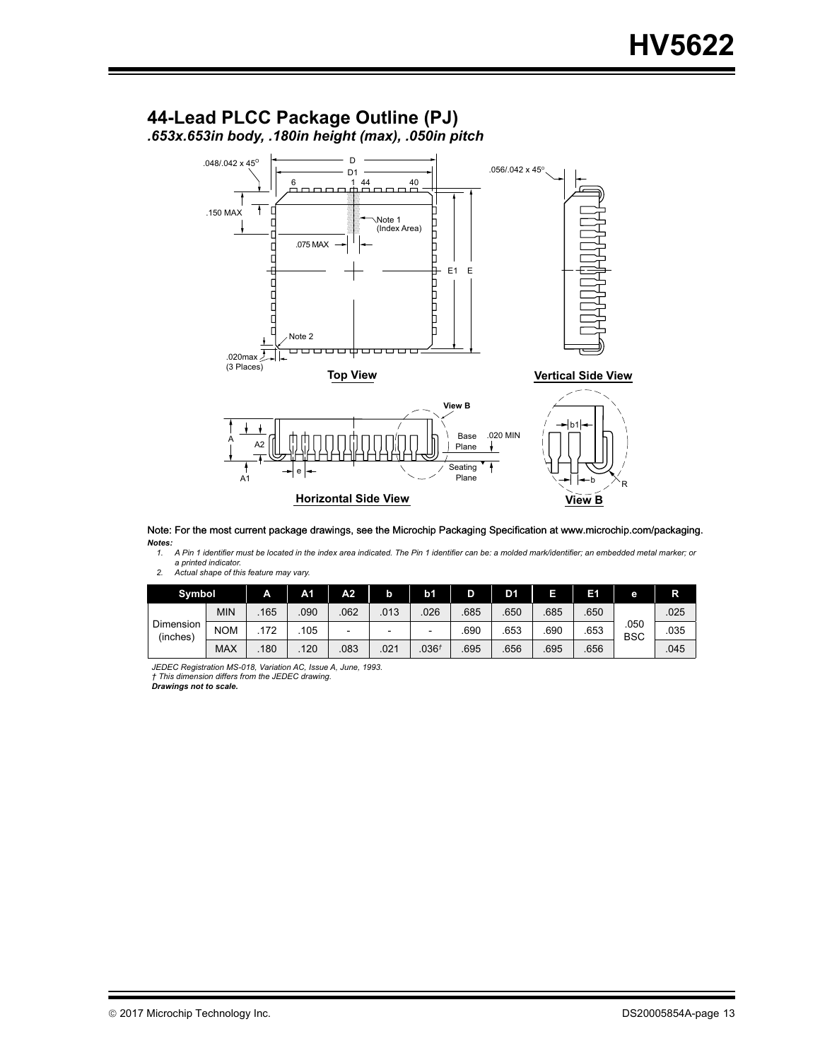## 44-Lead PLCC Package Outline (PJ)

*.653x.653in body, .180in height (max), .050in pitch*

Note: For the most current package drawings, see the Microchip Packaging Specification at www.microchip.com/packaging.

***Notes:***

1. *A Pin 1 identifier must be located in the index area indicated. The Pin 1 identifier can be: a molded mark/identifier; an embedded metal marker; or a printed indicator.*
2. *Actual shape of this feature may vary.*

| Symbol | | A | A1 | A2 | b | b1 | D | D1 | E | E1 | e | R |
|---|---|---|---|---|---|---|---|---|---|---|---|---|
| Dimension (inches) | MIN | .165 | .090 | .062 | .013 | .026 | .685 | .650 | .685 | .650 | .050 BSC | .025 |
| | NOM | .172 | .105 | - | - | - | .690 | .653 | .690 | .653 | | .035 |
| | MAX | .180 | .120 | .083 | .021 | .036† | .695 | .656 | .695 | .656 | | .045 |

*JEDEC Registration MS-018, Variation AC, Issue A, June, 1993.*
*† This dimension differs from the JEDEC drawing.*
***Drawings not to scale.***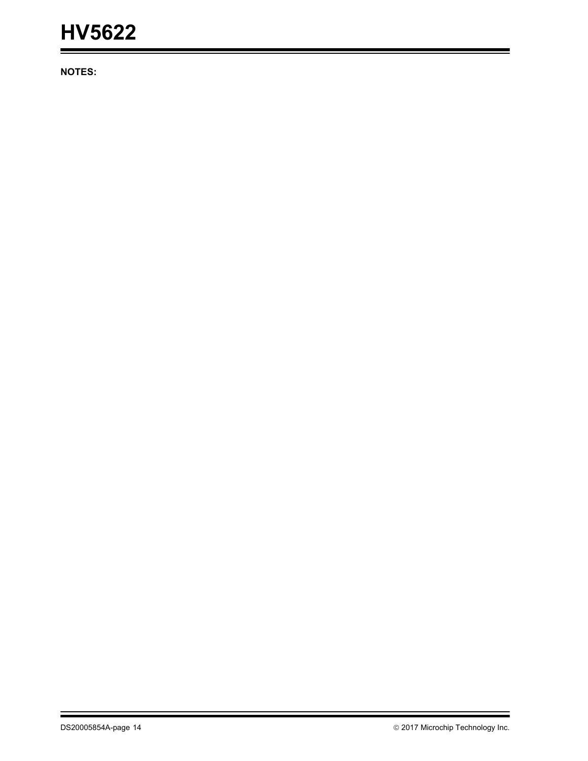**NOTES:**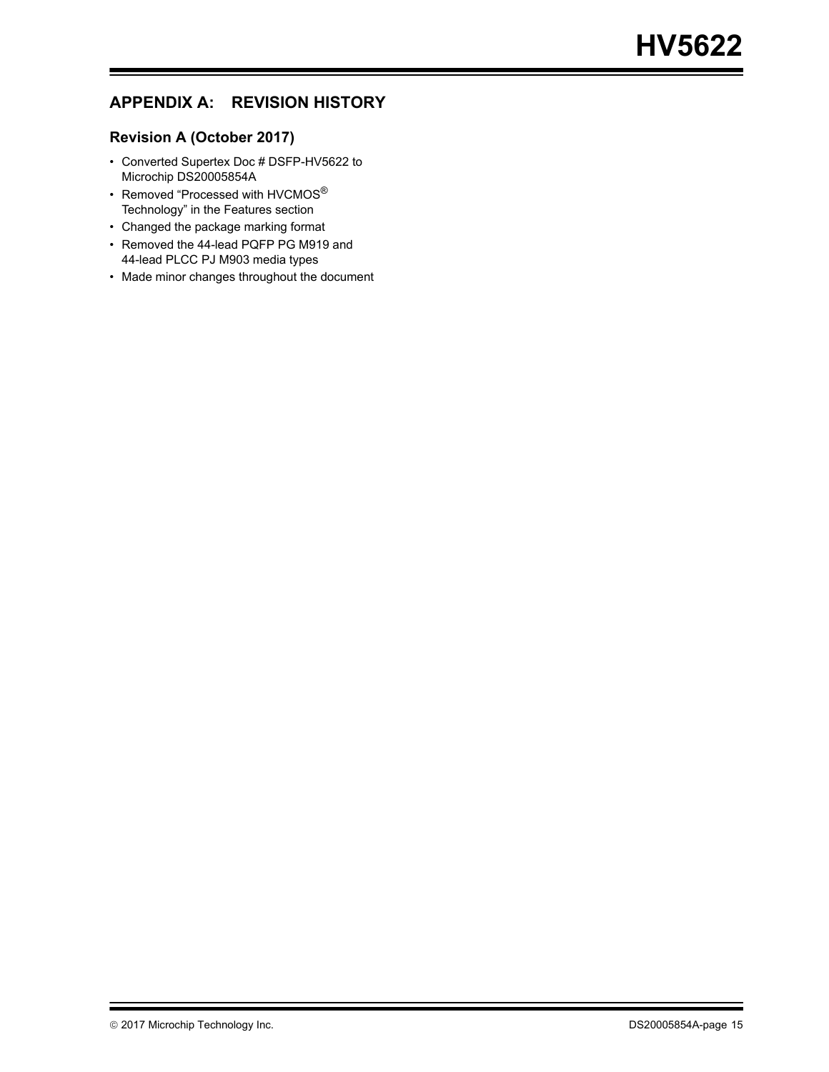## APPENDIX A: REVISION HISTORY

### Revision A (October 2017)

- Converted Supertex Doc # DSFP-HV5622 to Microchip DS20005854A
- Removed “Processed with HVCMOS® Technology” in the Features section
- Changed the package marking format
- Removed the 44-lead PQFP PG M919 and 44-lead PLCC PJ M903 media types
- Made minor changes throughout the document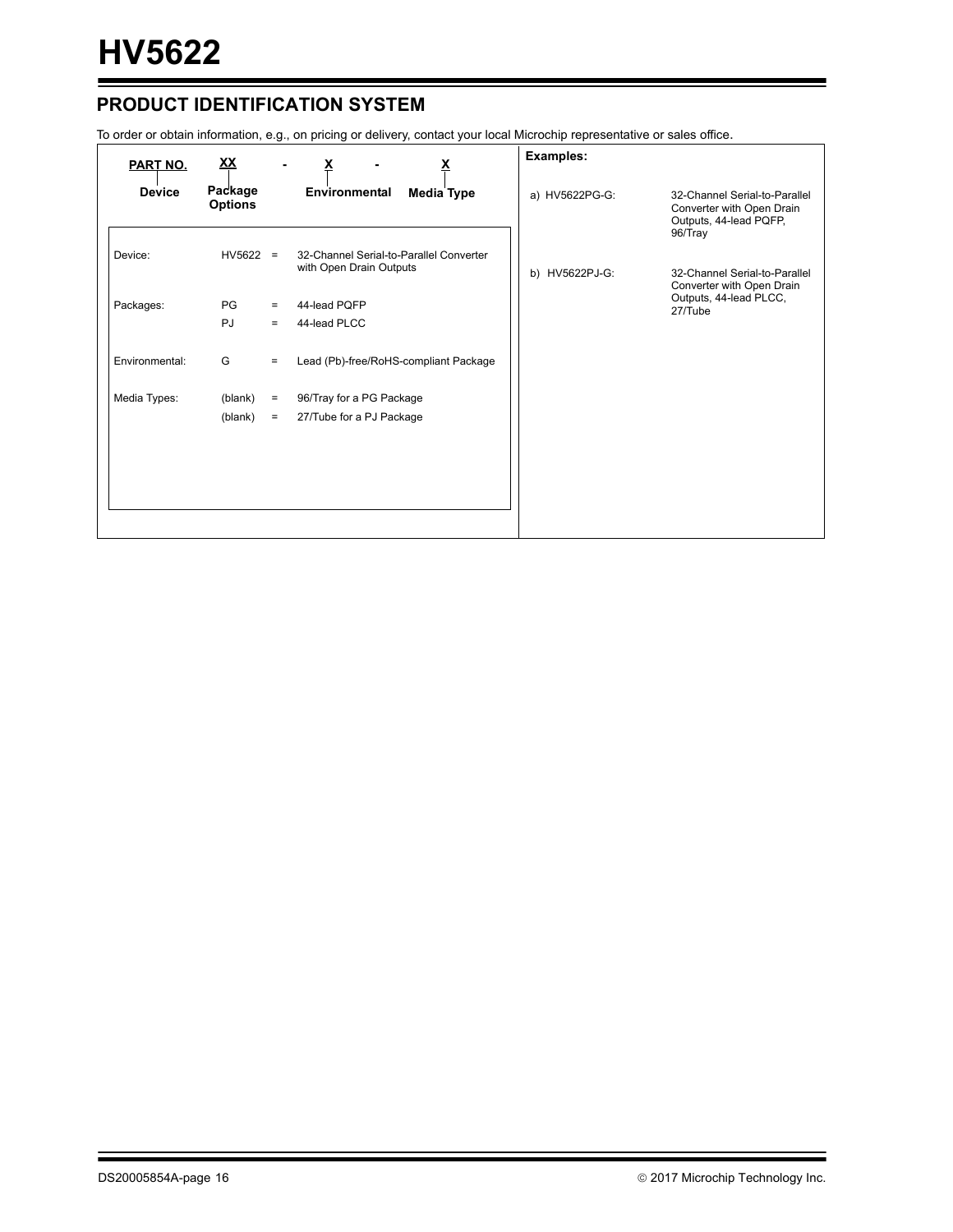## PRODUCT IDENTIFICATION SYSTEM

To order or obtain information, e.g., on pricing or delivery, contact your local Microchip representative or sales office.

| PART NO. | XX | - | X | - | X |
|---|---|---|---|---|---|
| Device | Package Options | | Environmental | | Media Type |

| | | | |
|---|---|---|---|
| Device: | HV5622 | = | 32-Channel Serial-to-Parallel Converter with Open Drain Outputs |
| Packages: | PG | = | 44-lead PQFP |
| | PJ | = | 44-lead PLCC |
| Environmental: | G | = | Lead (Pb)-free/RoHS-compliant Package |
| Media Types: | (blank) | = | 96/Tray for a PG Package |
| | (blank) | = | 27/Tube for a PJ Package |

**Examples:**

a) HV5622PG-G: 32-Channel Serial-to-Parallel Converter with Open Drain Outputs, 44-lead PQFP, 96/Tray

b) HV5622PJ-G: 32-Channel Serial-to-Parallel Converter with Open Drain Outputs, 44-lead PLCC, 27/Tube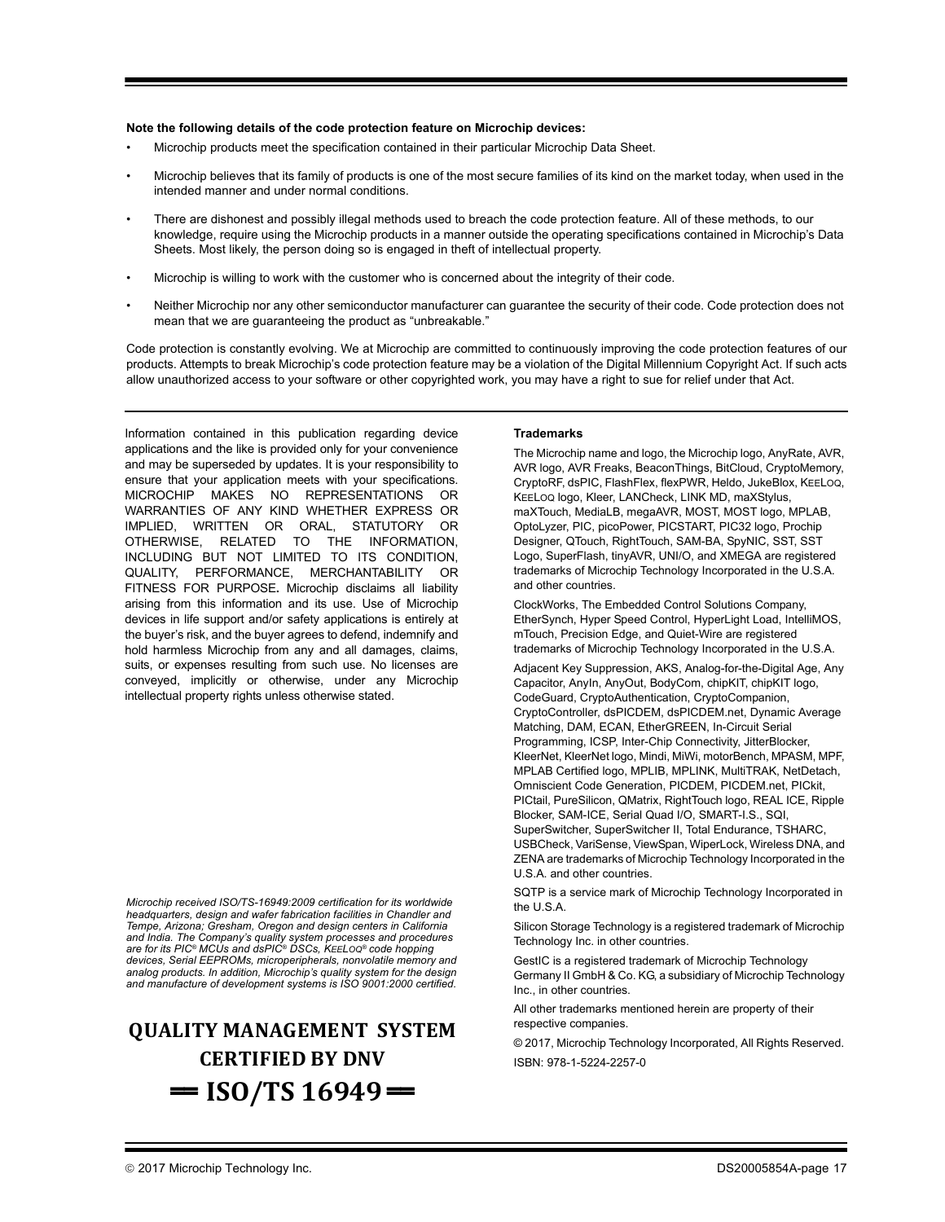**Note the following details of the code protection feature on Microchip devices:**

- Microchip products meet the specification contained in their particular Microchip Data Sheet.
- Microchip believes that its family of products is one of the most secure families of its kind on the market today, when used in the intended manner and under normal conditions.
- There are dishonest and possibly illegal methods used to breach the code protection feature. All of these methods, to our knowledge, require using the Microchip products in a manner outside the operating specifications contained in Microchip's Data Sheets. Most likely, the person doing so is engaged in theft of intellectual property.
- Microchip is willing to work with the customer who is concerned about the integrity of their code.
- Neither Microchip nor any other semiconductor manufacturer can guarantee the security of their code. Code protection does not mean that we are guaranteeing the product as "unbreakable."

Code protection is constantly evolving. We at Microchip are committed to continuously improving the code protection features of our products. Attempts to break Microchip's code protection feature may be a violation of the Digital Millennium Copyright Act. If such acts allow unauthorized access to your software or other copyrighted work, you may have a right to sue for relief under that Act.

---

Information contained in this publication regarding device applications and the like is provided only for your convenience and may be superseded by updates. It is your responsibility to ensure that your application meets with your specifications. MICROCHIP MAKES NO REPRESENTATIONS OR WARRANTIES OF ANY KIND WHETHER EXPRESS OR IMPLIED, WRITTEN OR ORAL, STATUTORY OR OTHERWISE, RELATED TO THE INFORMATION, INCLUDING BUT NOT LIMITED TO ITS CONDITION, QUALITY, PERFORMANCE, MERCHANTABILITY OR FITNESS FOR PURPOSE**.** Microchip disclaims all liability arising from this information and its use. Use of Microchip devices in life support and/or safety applications is entirely at the buyer's risk, and the buyer agrees to defend, indemnify and hold harmless Microchip from any and all damages, claims, suits, or expenses resulting from such use. No licenses are conveyed, implicitly or otherwise, under any Microchip intellectual property rights unless otherwise stated.

*Microchip received ISO/TS-16949:2009 certification for its worldwide headquarters, design and wafer fabrication facilities in Chandler and Tempe, Arizona; Gresham, Oregon and design centers in California and India. The Company's quality system processes and procedures are for its PIC® MCUs and dsPIC® DSCs, KEELOQ® code hopping devices, Serial EEPROMs, microperipherals, nonvolatile memory and analog products. In addition, Microchip's quality system for the design and manufacture of development systems is ISO 9001:2000 certified.*

**QUALITY MANAGEMENT SYSTEM CERTIFIED BY DNV**

**== ISO/TS 16949 ==**

**Trademarks**

The Microchip name and logo, the Microchip logo, AnyRate, AVR, AVR logo, AVR Freaks, BeaconThings, BitCloud, CryptoMemory, CryptoRF, dsPIC, FlashFlex, flexPWR, Heldo, JukeBlox, KEELOQ, KEELOQ logo, Kleer, LANCheck, LINK MD, maXStylus, maXTouch, MediaLB, megaAVR, MOST, MOST logo, MPLAB, OptoLyzer, PIC, picoPower, PICSTART, PIC32 logo, Prochip Designer, QTouch, RightTouch, SAM-BA, SpyNIC, SST, SST Logo, SuperFlash, tinyAVR, UNI/O, and XMEGA are registered trademarks of Microchip Technology Incorporated in the U.S.A. and other countries.

ClockWorks, The Embedded Control Solutions Company, EtherSynch, Hyper Speed Control, HyperLight Load, IntelliMOS, mTouch, Precision Edge, and Quiet-Wire are registered trademarks of Microchip Technology Incorporated in the U.S.A.

Adjacent Key Suppression, AKS, Analog-for-the-Digital Age, Any Capacitor, AnyIn, AnyOut, BodyCom, chipKIT, chipKIT logo, CodeGuard, CryptoAuthentication, CryptoCompanion, CryptoController, dsPICDEM, dsPICDEM.net, Dynamic Average Matching, DAM, ECAN, EtherGREEN, In-Circuit Serial Programming, ICSP, Inter-Chip Connectivity, JitterBlocker, KleerNet, KleerNet logo, Mindi, MiWi, motorBench, MPASM, MPF, MPLAB Certified logo, MPLIB, MPLINK, MultiTRAK, NetDetach, Omniscient Code Generation, PICDEM, PICDEM.net, PICkit, PICtail, PureSilicon, QMatrix, RightTouch logo, REAL ICE, Ripple Blocker, SAM-ICE, Serial Quad I/O, SMART-I.S., SQI, SuperSwitcher, SuperSwitcher II, Total Endurance, TSHARC, USBCheck, VariSense, ViewSpan, WiperLock, Wireless DNA, and ZENA are trademarks of Microchip Technology Incorporated in the U.S.A. and other countries.

SQTP is a service mark of Microchip Technology Incorporated in the U.S.A.

Silicon Storage Technology is a registered trademark of Microchip Technology Inc. in other countries.

GestIC is a registered trademark of Microchip Technology Germany II GmbH & Co. KG, a subsidiary of Microchip Technology Inc., in other countries.

All other trademarks mentioned herein are property of their respective companies.

© 2017, Microchip Technology Incorporated, All Rights Reserved.

ISBN: 978-1-5224-2257-0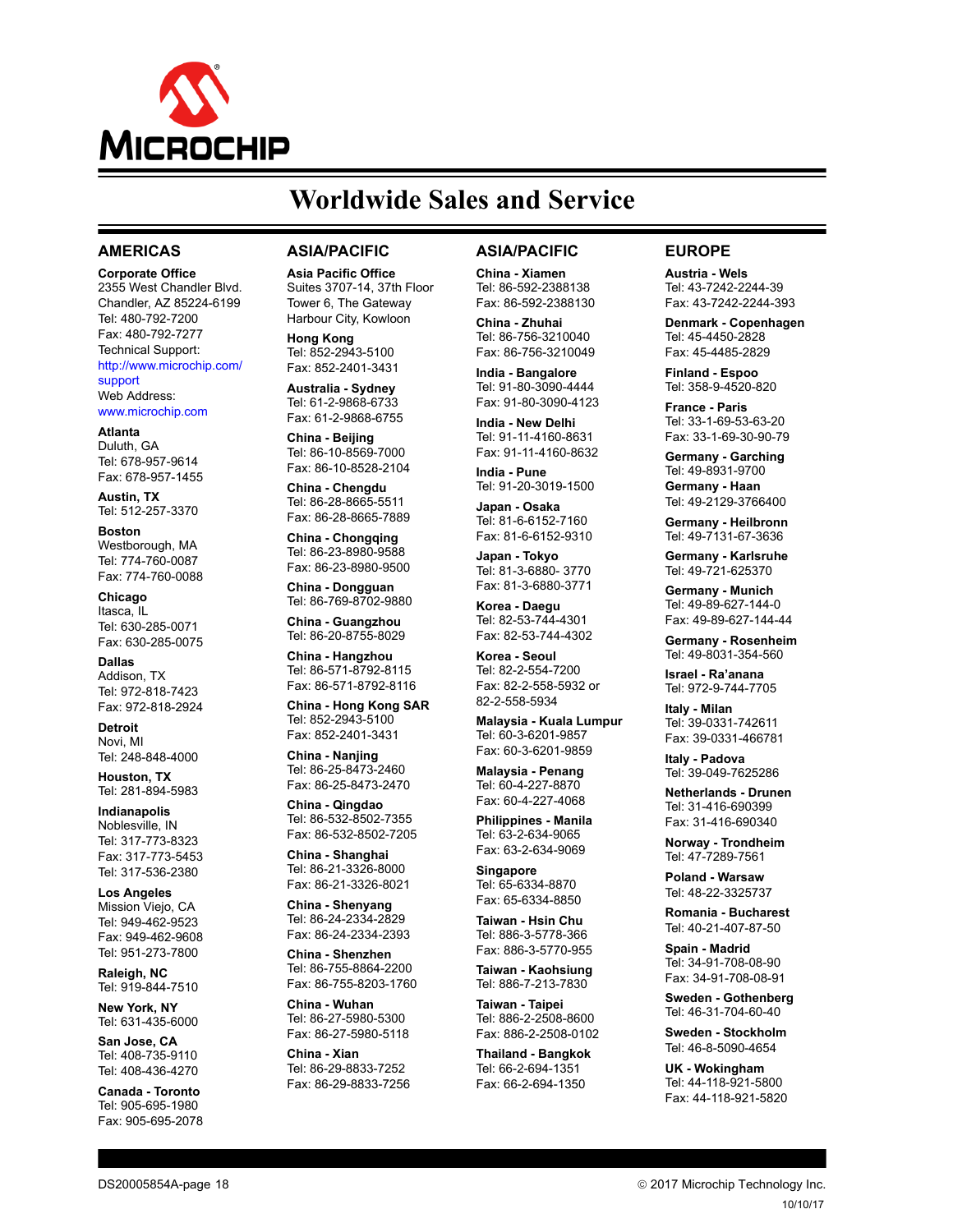# Worldwide Sales and Service

## AMERICAS

**Corporate Office**
2355 West Chandler Blvd.
Chandler, AZ 85224-6199
Tel: 480-792-7200
Fax: 480-792-7277
Technical Support:
http://www.microchip.com/support
Web Address:
www.microchip.com

**Atlanta**
Duluth, GA
Tel: 678-957-9614
Fax: 678-957-1455

**Austin, TX**
Tel: 512-257-3370

**Boston**
Westborough, MA
Tel: 774-760-0087
Fax: 774-760-0088

**Chicago**
Itasca, IL
Tel: 630-285-0071
Fax: 630-285-0075

**Dallas**
Addison, TX
Tel: 972-818-7423
Fax: 972-818-2924

**Detroit**
Novi, MI
Tel: 248-848-4000

**Houston, TX**
Tel: 281-894-5983

**Indianapolis**
Noblesville, IN
Tel: 317-773-8323
Fax: 317-773-5453
Tel: 317-536-2380

**Los Angeles**
Mission Viejo, CA
Tel: 949-462-9523
Fax: 949-462-9608
Tel: 951-273-7800

**Raleigh, NC**
Tel: 919-844-7510

**New York, NY**
Tel: 631-435-6000

**San Jose, CA**
Tel: 408-735-9110
Tel: 408-436-4270

**Canada - Toronto**
Tel: 905-695-1980
Fax: 905-695-2078

## ASIA/PACIFIC

**Asia Pacific Office**
Suites 3707-14, 37th Floor
Tower 6, The Gateway
Harbour City, Kowloon

**Hong Kong**
Tel: 852-2943-5100
Fax: 852-2401-3431

**Australia - Sydney**
Tel: 61-2-9868-6733
Fax: 61-2-9868-6755

**China - Beijing**
Tel: 86-10-8569-7000
Fax: 86-10-8528-2104

**China - Chengdu**
Tel: 86-28-8665-5511
Fax: 86-28-8665-7889

**China - Chongqing**
Tel: 86-23-8980-9588
Fax: 86-23-8980-9500

**China - Dongguan**
Tel: 86-769-8702-9880

**China - Guangzhou**
Tel: 86-20-8755-8029

**China - Hangzhou**
Tel: 86-571-8792-8115
Fax: 86-571-8792-8116

**China - Hong Kong SAR**
Tel: 852-2943-5100
Fax: 852-2401-3431

**China - Nanjing**
Tel: 86-25-8473-2460
Fax: 86-25-8473-2470

**China - Qingdao**
Tel: 86-532-8502-7355
Fax: 86-532-8502-7205

**China - Shanghai**
Tel: 86-21-3326-8000
Fax: 86-21-3326-8021

**China - Shenyang**
Tel: 86-24-2334-2829
Fax: 86-24-2334-2393

**China - Shenzhen**
Tel: 86-755-8864-2200
Fax: 86-755-8203-1760

**China - Wuhan**
Tel: 86-27-5980-5300
Fax: 86-27-5980-5118

**China - Xian**
Tel: 86-29-8833-7252
Fax: 86-29-8833-7256

## ASIA/PACIFIC

**China - Xiamen**
Tel: 86-592-2388138
Fax: 86-592-2388130

**China - Zhuhai**
Tel: 86-756-3210040
Fax: 86-756-3210049

**India - Bangalore**
Tel: 91-80-3090-4444
Fax: 91-80-3090-4123

**India - New Delhi**
Tel: 91-11-4160-8631
Fax: 91-11-4160-8632

**India - Pune**
Tel: 91-20-3019-1500

**Japan - Osaka**
Tel: 81-6-6152-7160
Fax: 81-6-6152-9310

**Japan - Tokyo**
Tel: 81-3-6880- 3770
Fax: 81-3-6880-3771

**Korea - Daegu**
Tel: 82-53-744-4301
Fax: 82-53-744-4302

**Korea - Seoul**
Tel: 82-2-554-7200
Fax: 82-2-558-5932 or
82-2-558-5934

**Malaysia - Kuala Lumpur**
Tel: 60-3-6201-9857
Fax: 60-3-6201-9859

**Malaysia - Penang**
Tel: 60-4-227-8870
Fax: 60-4-227-4068

**Philippines - Manila**
Tel: 63-2-634-9065
Fax: 63-2-634-9069

**Singapore**
Tel: 65-6334-8870
Fax: 65-6334-8850

**Taiwan - Hsin Chu**
Tel: 886-3-5778-366
Fax: 886-3-5770-955

**Taiwan - Kaohsiung**
Tel: 886-7-213-7830

**Taiwan - Taipei**
Tel: 886-2-2508-8600
Fax: 886-2-2508-0102

**Thailand - Bangkok**
Tel: 66-2-694-1351
Fax: 66-2-694-1350

## EUROPE

**Austria - Wels**
Tel: 43-7242-2244-39
Fax: 43-7242-2244-393

**Denmark - Copenhagen**
Tel: 45-4450-2828
Fax: 45-4485-2829

**Finland - Espoo**
Tel: 358-9-4520-820

**France - Paris**
Tel: 33-1-69-53-63-20
Fax: 33-1-69-30-90-79

**Germany - Garching**
Tel: 49-8931-9700

**Germany - Haan**
Tel: 49-2129-3766400

**Germany - Heilbronn**
Tel: 49-7131-67-3636

**Germany - Karlsruhe**
Tel: 49-721-625370

**Germany - Munich**
Tel: 49-89-627-144-0
Fax: 49-89-627-144-44

**Germany - Rosenheim**
Tel: 49-8031-354-560

**Israel - Ra'anana**
Tel: 972-9-744-7705

**Italy - Milan**
Tel: 39-0331-742611
Fax: 39-0331-466781

**Italy - Padova**
Tel: 39-049-7625286

**Netherlands - Drunen**
Tel: 31-416-690399
Fax: 31-416-690340

**Norway - Trondheim**
Tel: 47-7289-7561

**Poland - Warsaw**
Tel: 48-22-3325737

**Romania - Bucharest**
Tel: 40-21-407-87-50

**Spain - Madrid**
Tel: 34-91-708-08-90
Fax: 34-91-708-08-91

**Sweden - Gothenberg**
Tel: 46-31-704-60-40

**Sweden - Stockholm**
Tel: 46-8-5090-4654

**UK - Wokingham**
Tel: 44-118-921-5800
Fax: 44-118-921-5820

10/10/17